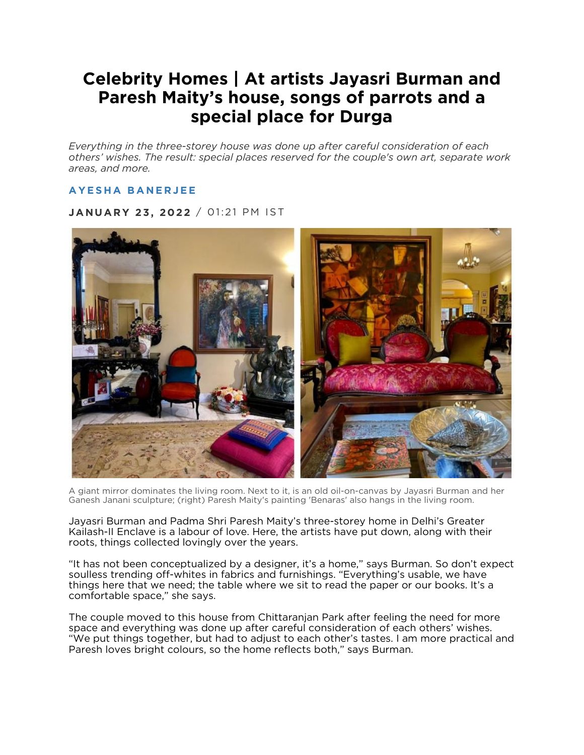# Celebrity Homes | At artists Jayasri Burman and Paresh Maity's house, songs of parrots and a special place for Durga

*Everything in the three-storey house was done up after careful consideration of each others' wishes. The result: special places reserved for the couple's own art, separate work areas, and more.*

**AYESHA BANERJEE**

**JANUARY 23, 2022** / 01:21 PM IST

A giant mirror dominates the living room. Next to it, is an old oil-on-canvas by Jayasri Burman and her Ganesh Janani sculpture; (right) Paresh Maity's painting 'Benaras' also hangs in the living room.

Jayasri Burman and Padma Shri Paresh Maity's three-storey home in Delhi's Greater Kailash-II Enclave is a labour of love. Here, the artists have put down, along with their roots, things collected lovingly over the years.

"It has not been conceptualized by a designer, it's a home," says Burman. So don't expect soulless trending off-whites in fabrics and furnishings. "Everything's usable, we have things here that we need; the table where we sit to read the paper or our books. It's a comfortable space," she says.

The couple moved to this house from Chittaranjan Park after feeling the need for more space and everything was done up after careful consideration of each others' wishes. "We put things together, but had to adjust to each other's tastes. I am more practical and Paresh loves bright colours, so the home reflects both," says Burman.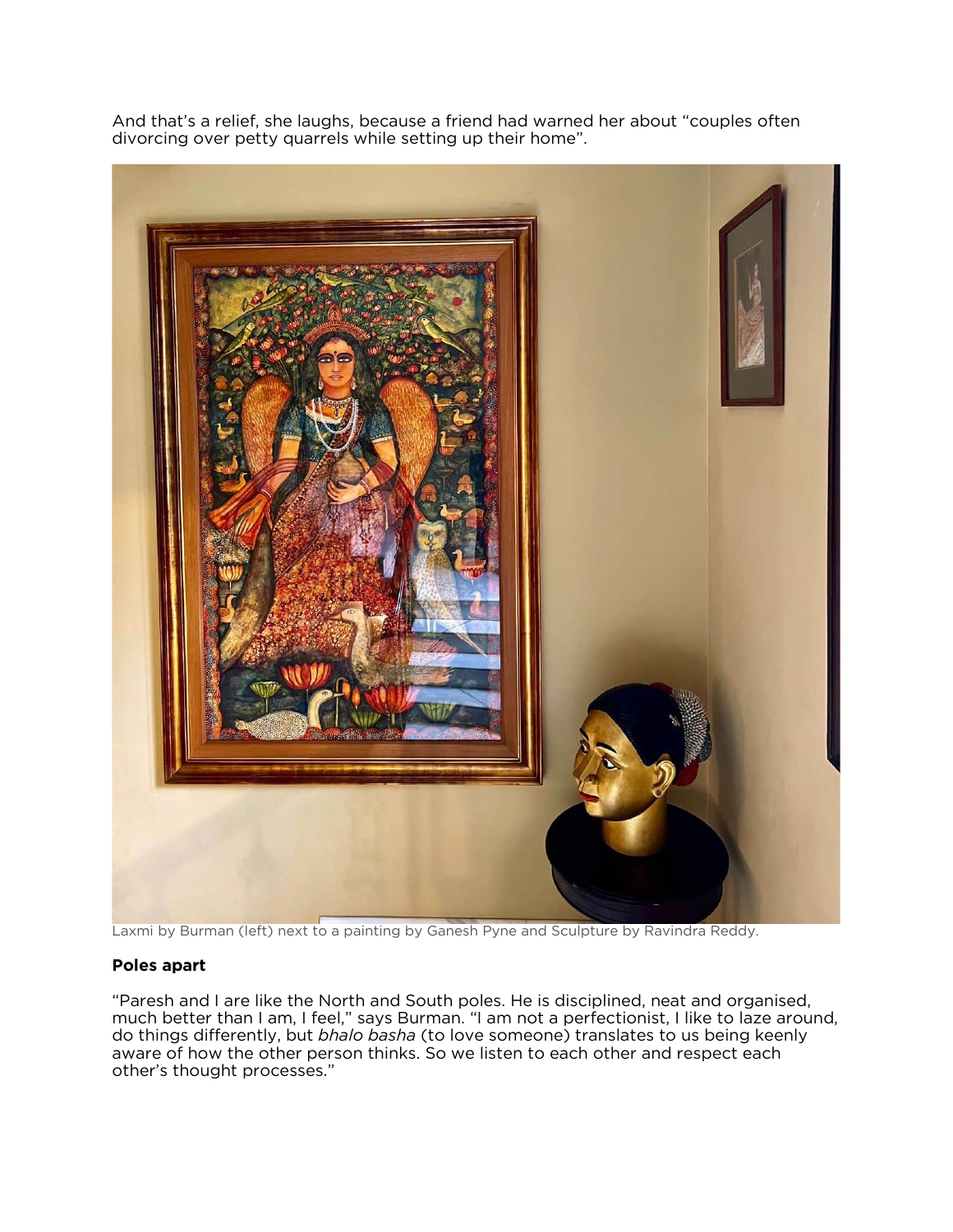And that's a relief, she laughs, because a friend had warned her about "couples often divorcing over petty quarrels while setting up their home".

Laxmi by Burman (left) next to a painting by Ganesh Pyne and Sculpture by Ravindra Reddy.

**Poles apart**

"Paresh and I are like the North and South poles. He is disciplined, neat and organised, much better than I am, I feel," says Burman. "I am not a perfectionist, I like to laze around, do things differently, but *bhalo basha* (to love someone) translates to us being keenly aware of how the other person thinks. So we listen to each other and respect each other's thought processes."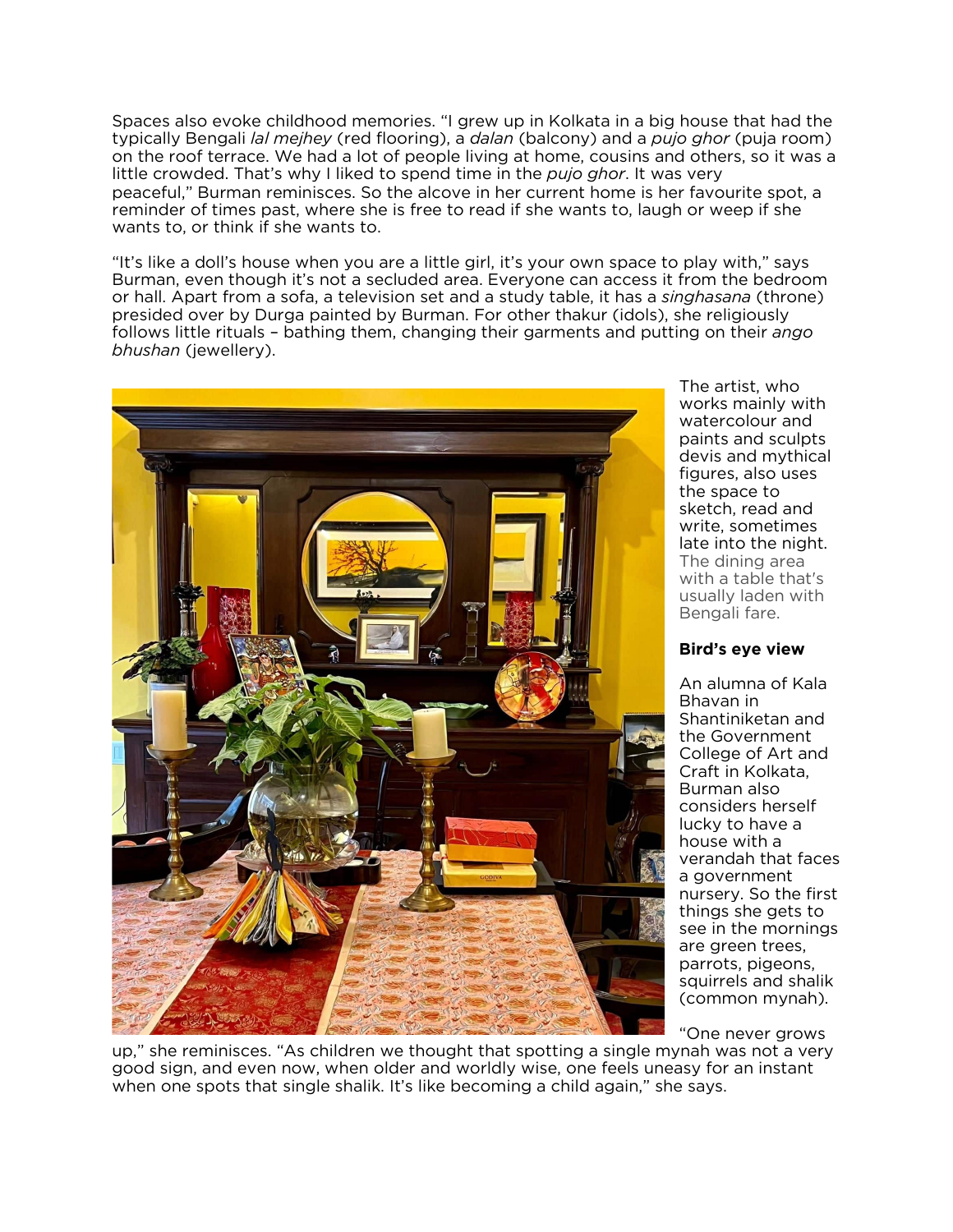Spaces also evoke childhood memories. "I grew up in Kolkata in a big house that had the typically Bengali *lal mejhey* (red flooring), a *dalan* (balcony) and a *pujo ghor* (puja room) on the roof terrace. We had a lot of people living at home, cousins and others, so it was a little crowded. That's why I liked to spend time in the *pujo ghor*. It was very peaceful," Burman reminisces. So the alcove in her current home is her favourite spot, a reminder of times past, where she is free to read if she wants to, laugh or weep if she wants to, or think if she wants to.

"It's like a doll's house when you are a little girl, it's your own space to play with," says Burman, even though it's not a secluded area. Everyone can access it from the bedroom or hall. Apart from a sofa, a television set and a study table, it has a *singhasana* (throne) presided over by Durga painted by Burman. For other thakur (idols), she religiously follows little rituals – bathing them, changing their garments and putting on their *ango bhushan* (jewellery).

The artist, who works mainly with watercolour and paints and sculpts devis and mythical figures, also uses the space to sketch, read and write, sometimes late into the night.

The dining area with a table that's usually laden with Bengali fare.

**Bird's eye view**

An alumna of Kala Bhavan in Shantiniketan and the Government College of Art and Craft in Kolkata, Burman also considers herself lucky to have a house with a verandah that faces a government nursery. So the first things she gets to see in the mornings are green trees, parrots, pigeons, squirrels and shalik (common mynah).

"One never grows up," she reminisces. "As children we thought that spotting a single mynah was not a very good sign, and even now, when older and worldly wise, one feels uneasy for an instant when one spots that single shalik. It's like becoming a child again," she says.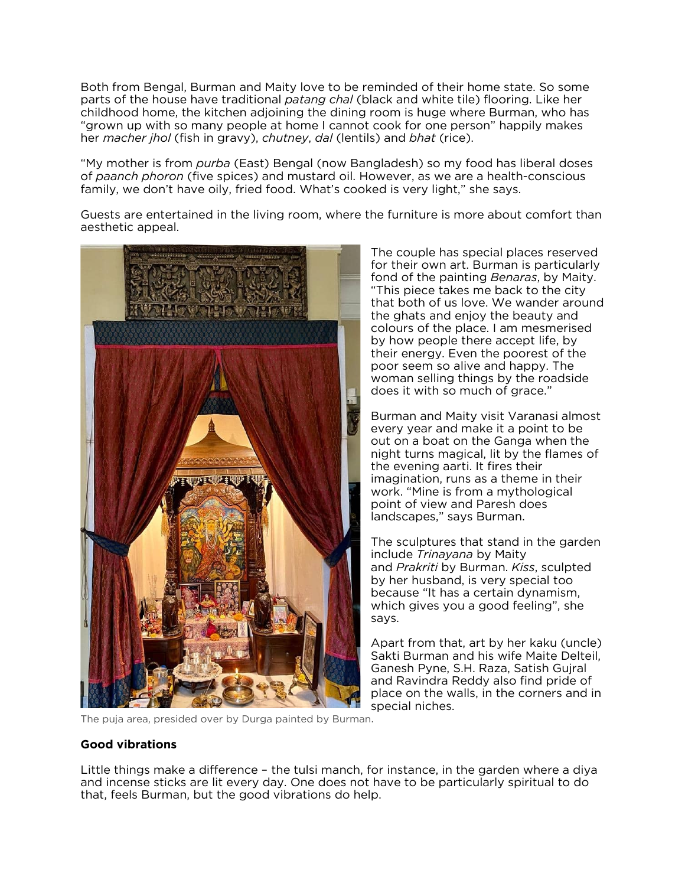Both from Bengal, Burman and Maity love to be reminded of their home state. So some parts of the house have traditional *patang chal* (black and white tile) flooring. Like her childhood home, the kitchen adjoining the dining room is huge where Burman, who has "grown up with so many people at home I cannot cook for one person" happily makes her *macher jhol* (fish in gravy), *chutney*, *dal* (lentils) and *bhat* (rice).

"My mother is from *purba* (East) Bengal (now Bangladesh) so my food has liberal doses of *paanch phoron* (five spices) and mustard oil. However, as we are a health-conscious family, we don't have oily, fried food. What's cooked is very light," she says.

Guests are entertained in the living room, where the furniture is more about comfort than aesthetic appeal.

The puja area, presided over by Durga painted by Burman.

The couple has special places reserved for their own art. Burman is particularly fond of the painting *Benaras*, by Maity. "This piece takes me back to the city that both of us love. We wander around the ghats and enjoy the beauty and colours of the place. I am mesmerised by how people there accept life, by their energy. Even the poorest of the poor seem so alive and happy. The woman selling things by the roadside does it with so much of grace."

Burman and Maity visit Varanasi almost every year and make it a point to be out on a boat on the Ganga when the night turns magical, lit by the flames of the evening aarti. It fires their imagination, runs as a theme in their work. "Mine is from a mythological point of view and Paresh does landscapes," says Burman.

The sculptures that stand in the garden include *Trinayana* by Maity and *Prakriti* by Burman. *Kiss*, sculpted by her husband, is very special too because "It has a certain dynamism, which gives you a good feeling", she says.

Apart from that, art by her kaku (uncle) Sakti Burman and his wife Maite Delteil, Ganesh Pyne, S.H. Raza, Satish Gujral and Ravindra Reddy also find pride of place on the walls, in the corners and in special niches.

**Good vibrations**

Little things make a difference – the tulsi manch, for instance, in the garden where a diya and incense sticks are lit every day. One does not have to be particularly spiritual to do that, feels Burman, but the good vibrations do help.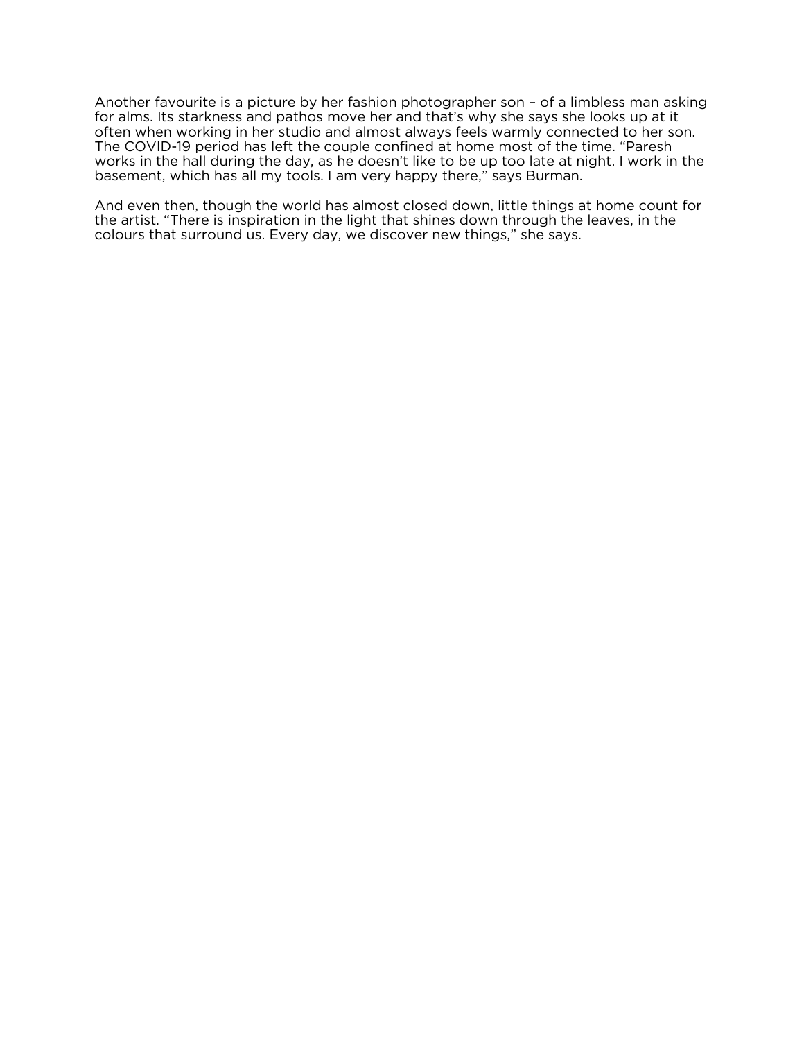Another favourite is a picture by her fashion photographer son – of a limbless man asking for alms. Its starkness and pathos move her and that's why she says she looks up at it often when working in her studio and almost always feels warmly connected to her son. The COVID-19 period has left the couple confined at home most of the time. "Paresh works in the hall during the day, as he doesn't like to be up too late at night. I work in the basement, which has all my tools. I am very happy there," says Burman.

And even then, though the world has almost closed down, little things at home count for the artist. "There is inspiration in the light that shines down through the leaves, in the colours that surround us. Every day, we discover new things," she says.